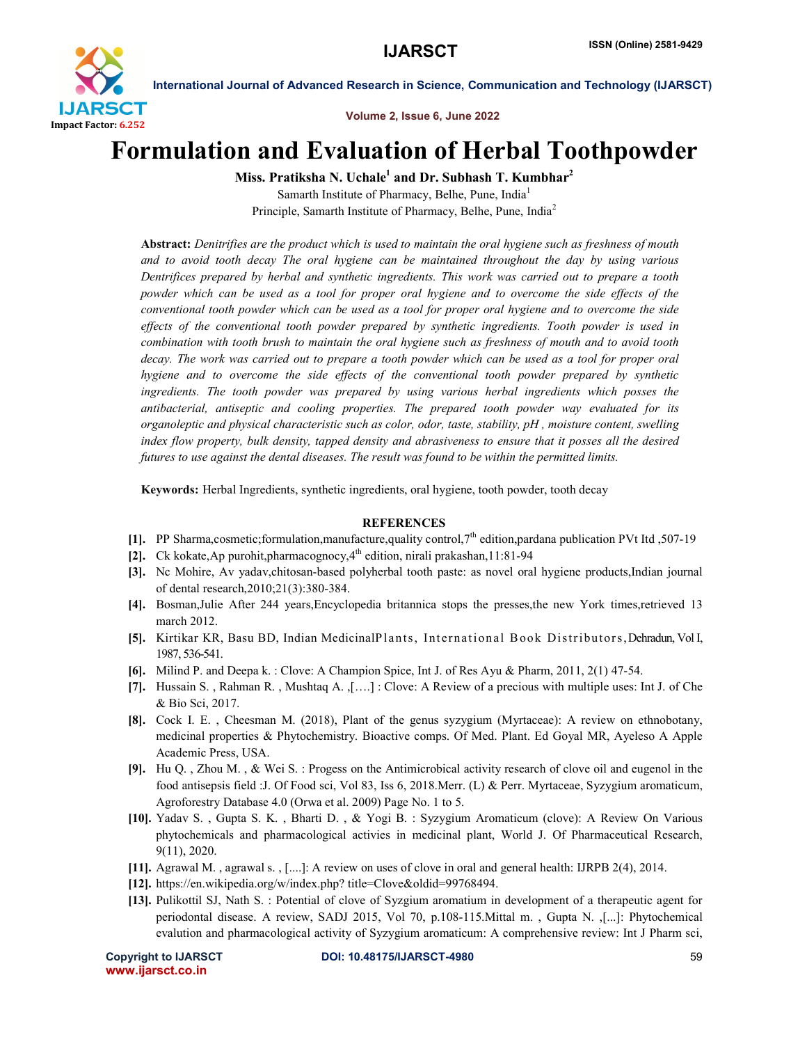# Formulation and Evaluation of Herbal Toothpowder

**Miss. Pratiksha N. Uchale[1] and Dr. Subhash T. Kumbhar[2]**

Samarth Institute of Pharmacy, Belhe, Pune, India[1]

Principle, Samarth Institute of Pharmacy, Belhe, Pune, India[2]

**Abstract:** *Denitrifies are the product which is used to maintain the oral hygiene such as freshness of mouth and to avoid tooth decay The oral hygiene can be maintained throughout the day by using various Dentrifices prepared by herbal and synthetic ingredients. This work was carried out to prepare a tooth powder which can be used as a tool for proper oral hygiene and to overcome the side effects of the conventional tooth powder which can be used as a tool for proper oral hygiene and to overcome the side effects of the conventional tooth powder prepared by synthetic ingredients. Tooth powder is used in combination with tooth brush to maintain the oral hygiene such as freshness of mouth and to avoid tooth decay. The work was carried out to prepare a tooth powder which can be used as a tool for proper oral hygiene and to overcome the side effects of the conventional tooth powder prepared by synthetic ingredients. The tooth powder was prepared by using various herbal ingredients which posses the antibacterial, antiseptic and cooling properties. The prepared tooth powder way evaluated for its organoleptic and physical characteristic such as color, odor, taste, stability, pH , moisture content, swelling index flow property, bulk density, tapped density and abrasiveness to ensure that it posses all the desired futures to use against the dental diseases. The result was found to be within the permitted limits.*

**Keywords:** Herbal Ingredients, synthetic ingredients, oral hygiene, tooth powder, tooth decay

## REFERENCES

[1]. PP Sharma,cosmetic;formulation,manufacture,quality control,7th edition,pardana publication PVt ltd ,507-19

[2]. Ck kokate,Ap purohit,pharmacognocy,4th edition, nirali prakashan,11:81-94

[3]. Nc Mohire, Av yadav,chitosan-based polyherbal tooth paste: as novel oral hygiene products,Indian journal of dental research,2010;21(3):380-384.

[4]. Bosman,Julie After 244 years,Encyclopedia britannica stops the presses,the new York times,retrieved 13 march 2012.

[5]. Kirtikar KR, Basu BD, Indian MedicinalPlants, International Book Distributors, Dehradun, Vol I, 1987, 536-541.

[6]. Milind P. and Deepa k. : Clove: A Champion Spice, Int J. of Res Ayu & Pharm, 2011, 2(1) 47-54.

[7]. Hussain S. , Rahman R. , Mushtaq A. ,[….] : Clove: A Review of a precious with multiple uses: Int J. of Che & Bio Sci, 2017.

[8]. Cock I. E. , Cheesman M. (2018), Plant of the genus syzygium (Myrtaceae): A review on ethnobotany, medicinal properties & Phytochemistry. Bioactive comps. Of Med. Plant. Ed Goyal MR, Ayeleso A Apple Academic Press, USA.

[9]. Hu Q. , Zhou M. , & Wei S. : Progess on the Antimicrobical activity research of clove oil and eugenol in the food antisepsis field :J. Of Food sci, Vol 83, Iss 6, 2018.Merr. (L) & Perr. Myrtaceae, Syzygium aromaticum, Agroforestry Database 4.0 (Orwa et al. 2009) Page No. 1 to 5.

[10]. Yadav S. , Gupta S. K. , Bharti D. , & Yogi B. : Syzygium Aromaticum (clove): A Review On Various phytochemicals and pharmacological activies in medicinal plant, World J. Of Pharmaceutical Research, 9(11), 2020.

[11]. Agrawal M. , agrawal s. , [....]: A review on uses of clove in oral and general health: IJRPB 2(4), 2014.

[12]. https://en.wikipedia.org/w/index.php? title=Clove&oldid=99768494.

[13]. Pulikottil SJ, Nath S. : Potential of clove of Syzgium aromatium in development of a therapeutic agent for periodontal disease. A review, SADJ 2015, Vol 70, p.108-115.Mittal m. , Gupta N. ,[...]: Phytochemical evalution and pharmacological activity of Syzygium aromaticum: A comprehensive review: Int J Pharm sci,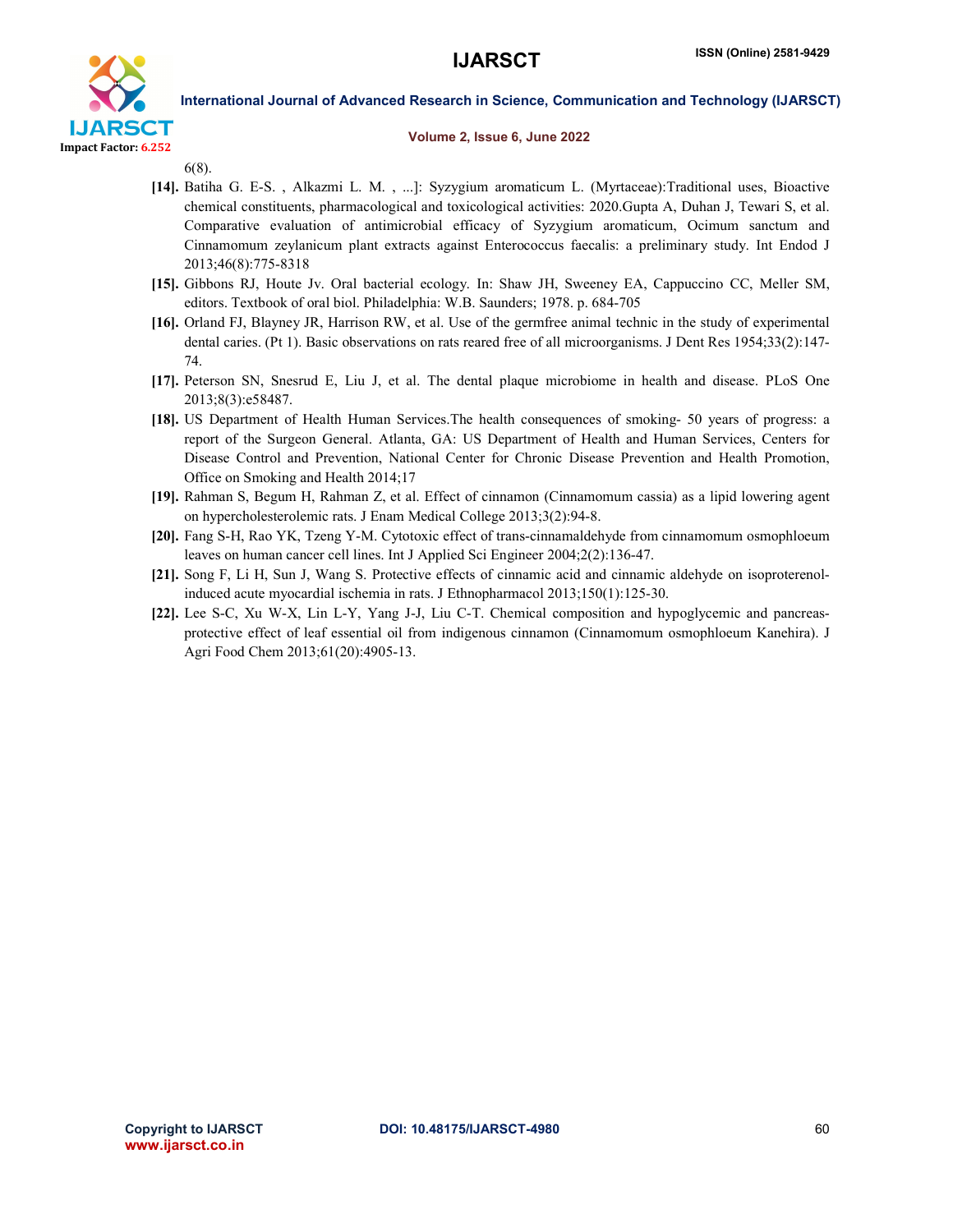6(8).

[14]. Batiha G. E-S. , Alkazmi L. M. , ...]: Syzygium aromaticum L. (Myrtaceae):Traditional uses, Bioactive chemical constituents, pharmacological and toxicological activities: 2020.Gupta A, Duhan J, Tewari S, et al. Comparative evaluation of antimicrobial efficacy of Syzygium aromaticum, Ocimum sanctum and Cinnamomum zeylanicum plant extracts against Enterococcus faecalis: a preliminary study. Int Endod J 2013;46(8):775-8318

[15]. Gibbons RJ, Houte Jv. Oral bacterial ecology. In: Shaw JH, Sweeney EA, Cappuccino CC, Meller SM, editors. Textbook of oral biol. Philadelphia: W.B. Saunders; 1978. p. 684-705

[16]. Orland FJ, Blayney JR, Harrison RW, et al. Use of the germfree animal technic in the study of experimental dental caries. (Pt 1). Basic observations on rats reared free of all microorganisms. J Dent Res 1954;33(2):147-74.

[17]. Peterson SN, Snesrud E, Liu J, et al. The dental plaque microbiome in health and disease. PLoS One 2013;8(3):e58487.

[18]. US Department of Health Human Services.The health consequences of smoking- 50 years of progress: a report of the Surgeon General. Atlanta, GA: US Department of Health and Human Services, Centers for Disease Control and Prevention, National Center for Chronic Disease Prevention and Health Promotion, Office on Smoking and Health 2014;17

[19]. Rahman S, Begum H, Rahman Z, et al. Effect of cinnamon (Cinnamomum cassia) as a lipid lowering agent on hypercholesterolemic rats. J Enam Medical College 2013;3(2):94-8.

[20]. Fang S-H, Rao YK, Tzeng Y-M. Cytotoxic effect of trans-cinnamaldehyde from cinnamomum osmophloeum leaves on human cancer cell lines. Int J Applied Sci Engineer 2004;2(2):136-47.

[21]. Song F, Li H, Sun J, Wang S. Protective effects of cinnamic acid and cinnamic aldehyde on isoproterenol-induced acute myocardial ischemia in rats. J Ethnopharmacol 2013;150(1):125-30.

[22]. Lee S-C, Xu W-X, Lin L-Y, Yang J-J, Liu C-T. Chemical composition and hypoglycemic and pancreas-protective effect of leaf essential oil from indigenous cinnamon (Cinnamomum osmophloeum Kanehira). J Agri Food Chem 2013;61(20):4905-13.